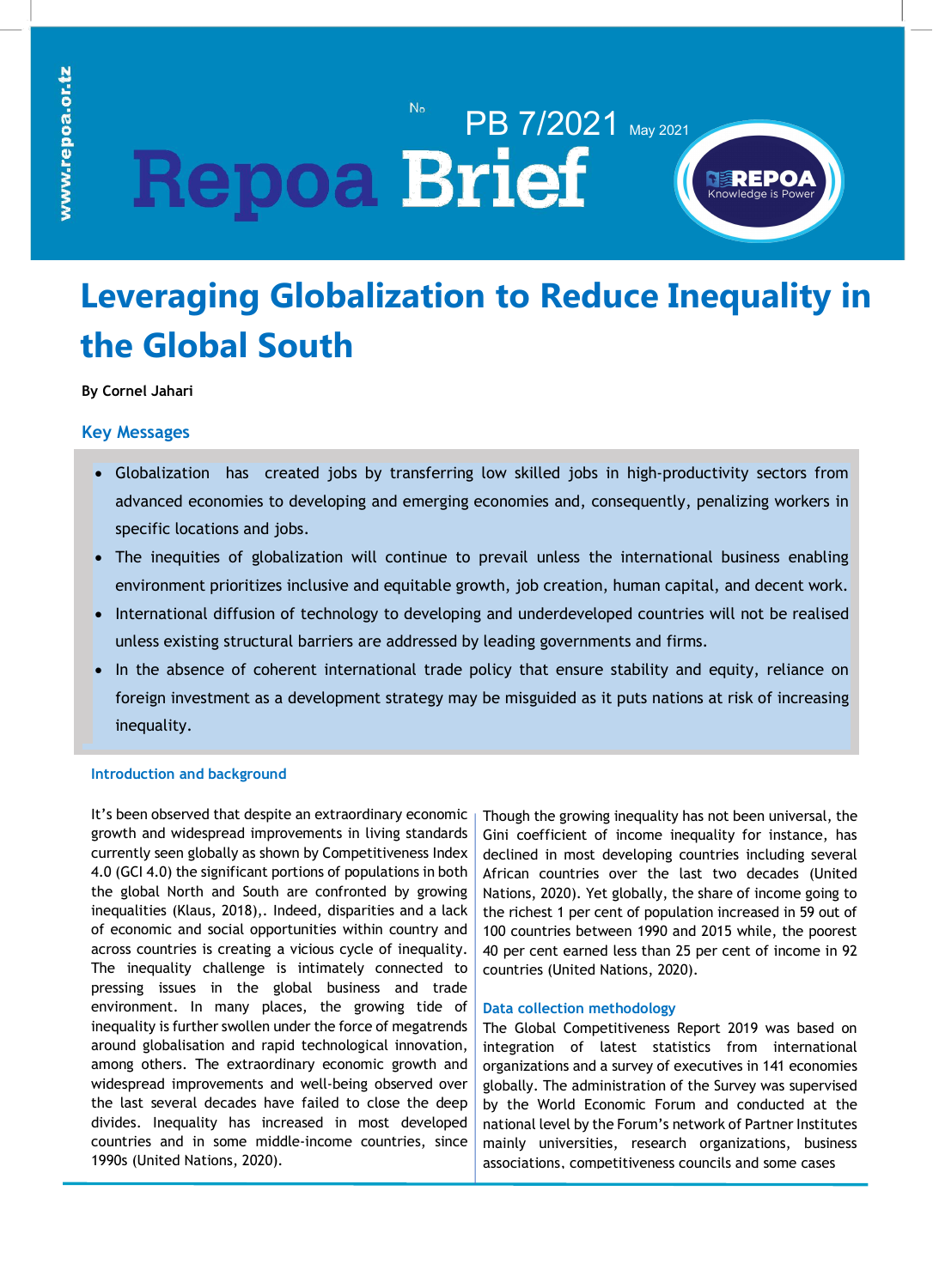Repoa Brief

No PB 7/2021 May 2021

# Leveraging Globalization to Reduce Inequality in the Global South

**By Cornel Jahari**

## Key Messages

- Globalization has created jobs by transferring low skilled jobs in high-productivity sectors from advanced economies to developing and emerging economies and, consequently, penalizing workers in specific locations and jobs.
- The inequities of globalization will continue to prevail unless the international business enabling environment prioritizes inclusive and equitable growth, job creation, human capital, and decent work.
- International diffusion of technology to developing and underdeveloped countries will not be realised unless existing structural barriers are addressed by leading governments and firms.
- In the absence of coherent international trade policy that ensure stability and equity, reliance on foreign investment as a development strategy may be misguided as it puts nations at risk of increasing inequality.

### Introduction and background

It's been observed that despite an extraordinary economic growth and widespread improvements in living standards currently seen globally as shown by Competitiveness Index 4.0 (GCI 4.0) the significant portions of populations in both the global North and South are confronted by growing inequalities (Klaus, 2018),. Indeed, disparities and a lack of economic and social opportunities within country and across countries is creating a vicious cycle of inequality. The inequality challenge is intimately connected to pressing issues in the global business and trade environment. In many places, the growing tide of inequality is further swollen under the force of megatrends around globalisation and rapid technological innovation, among others. The extraordinary economic growth and widespread improvements and well-being observed over the last several decades have failed to close the deep divides. Inequality has increased in most developed countries and in some middle-income countries, since 1990s (United Nations, 2020).

Though the growing inequality has not been universal, the Gini coefficient of income inequality for instance, has declined in most developing countries including several African countries over the last two decades (United Nations, 2020). Yet globally, the share of income going to the richest 1 per cent of population increased in 59 out of 100 countries between 1990 and 2015 while, the poorest 40 per cent earned less than 25 per cent of income in 92 countries (United Nations, 2020).

### Data collection methodology

The Global Competitiveness Report 2019 was based on integration of latest statistics from international organizations and a survey of executives in 141 economies globally. The administration of the Survey was supervised by the World Economic Forum and conducted at the national level by the Forum's network of Partner Institutes mainly universities, research organizations, business associations, competitiveness councils and some cases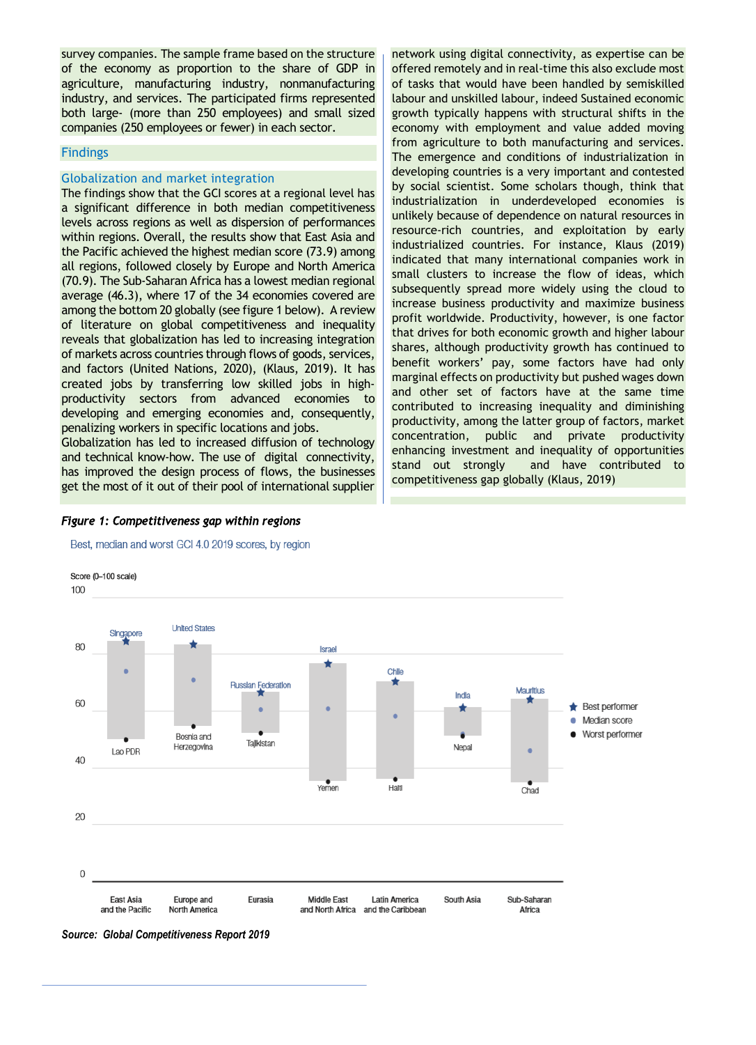survey companies. The sample frame based on the structure of the economy as proportion to the share of GDP in agriculture, manufacturing industry, nonmanufacturing industry, and services. The participated firms represented both large- (more than 250 employees) and small sized companies (250 employees or fewer) in each sector.

## Findings

### Globalization and market integration

The findings show that the GCI scores at a regional level has a significant difference in both median competitiveness levels across regions as well as dispersion of performances within regions. Overall, the results show that East Asia and the Pacific achieved the highest median score (73.9) among all regions, followed closely by Europe and North America (70.9). The Sub-Saharan Africa has a lowest median regional average (46.3), where 17 of the 34 economies covered are among the bottom 20 globally (see figure 1 below). A review of literature on global competitiveness and inequality reveals that globalization has led to increasing integration of markets across countries through flows of goods, services, and factors (United Nations, 2020), (Klaus, 2019). It has created jobs by transferring low skilled jobs in high-productivity sectors from advanced economies to developing and emerging economies and, consequently, penalizing workers in specific locations and jobs.

Globalization has led to increased diffusion of technology and technical know-how. The use of digital connectivity, has improved the design process of flows, the businesses get the most of it out of their pool of international supplier network using digital connectivity, as expertise can be offered remotely and in real-time this also exclude most of tasks that would have been handled by semiskilled labour and unskilled labour, indeed Sustained economic growth typically happens with structural shifts in the economy with employment and value added moving from agriculture to both manufacturing and services. The emergence and conditions of industrialization in developing countries is a very important and contested by social scientist. Some scholars though, think that industrialization in underdeveloped economies is unlikely because of dependence on natural resources in resource-rich countries, and exploitation by early industrialized countries. For instance, Klaus (2019) indicated that many international companies work in small clusters to increase the flow of ideas, which subsequently spread more widely using the cloud to increase business productivity and maximize business profit worldwide. Productivity, however, is one factor that drives for both economic growth and higher labour shares, although productivity growth has continued to benefit workers' pay, some factors have had only marginal effects on productivity but pushed wages down and other set of factors have at the same time contributed to increasing inequality and diminishing productivity, among the latter group of factors, market concentration, public and private productivity enhancing investment and inequality of opportunities stand out strongly and have contributed to competitiveness gap globally (Klaus, 2019)

***Figure 1: Competitiveness gap within regions***

Best, median and worst GCI 4.0 2019 scores, by region

| Region | Best performer | Worst performer |
|---|---|---|
| East Asia and the Pacific | Singapore | Lao PDR |
| Europe and North America | United States | Bosnia and Herzegovina |
| Eurasia | Russian Federation | Tajikistan |
| Middle East and North Africa | Israel | Yemen |
| Latin America and the Caribbean | Chile | Haiti |
| South Asia | India | Nepal |
| Sub-Saharan Africa | Mauritius | Chad |

***Source: Global Competitiveness Report 2019***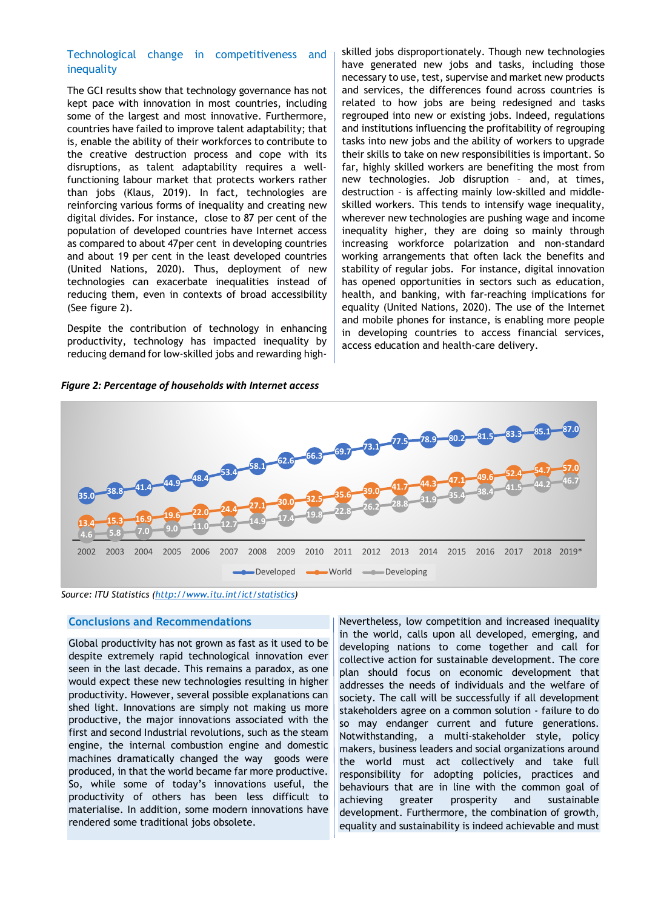## Technological change in competitiveness and inequality

The GCI results show that technology governance has not kept pace with innovation in most countries, including some of the largest and most innovative. Furthermore, countries have failed to improve talent adaptability; that is, enable the ability of their workforces to contribute to the creative destruction process and cope with its disruptions, as talent adaptability requires a well-functioning labour market that protects workers rather than jobs (Klaus, 2019). In fact, technologies are reinforcing various forms of inequality and creating new digital divides. For instance, close to 87 per cent of the population of developed countries have Internet access as compared to about 47per cent in developing countries and about 19 per cent in the least developed countries (United Nations, 2020). Thus, deployment of new technologies can exacerbate inequalities instead of reducing them, even in contexts of broad accessibility (See figure 2).

Despite the contribution of technology in enhancing productivity, technology has impacted inequality by reducing demand for low-skilled jobs and rewarding high-skilled jobs disproportionately. Though new technologies have generated new jobs and tasks, including those necessary to use, test, supervise and market new products and services, the differences found across countries is related to how jobs are being redesigned and tasks regrouped into new or existing jobs. Indeed, regulations and institutions influencing the profitability of regrouping tasks into new jobs and the ability of workers to upgrade their skills to take on new responsibilities is important. So far, highly skilled workers are benefiting the most from new technologies. Job disruption – and, at times, destruction – is affecting mainly low-skilled and middle-skilled workers. This tends to intensify wage inequality, wherever new technologies are pushing wage and income inequality higher, they are doing so mainly through increasing workforce polarization and non-standard working arrangements that often lack the benefits and stability of regular jobs. For instance, digital innovation has opened opportunities in sectors such as education, health, and banking, with far-reaching implications for equality (United Nations, 2020). The use of the Internet and mobile phones for instance, is enabling more people in developing countries to access financial services, access education and health-care delivery.

***Figure 2: Percentage of households with Internet access***

| Year | Developed | World | Developing |
|---|---|---|---|
| 2002 | 35.0 | 13.4 | 4.6 |
| 2003 | 38.8 | 15.3 | 5.8 |
| 2004 | 41.4 | 16.9 | 7.0 |
| 2005 | 44.9 | 19.6 | 9.0 |
| 2006 | 48.4 | 22.0 | 11.0 |
| 2007 | 53.4 | 24.4 | 12.7 |
| 2008 | 58.1 | 27.1 | 14.9 |
| 2009 | 62.6 | 30.0 | 17.4 |
| 2010 | 66.3 | 32.5 | 19.8 |
| 2011 | 69.7 | 35.6 | 22.8 |
| 2012 | 73.1 | 39.0 | 26.2 |
| 2013 | 77.5 | 41.7 | 28.8 |
| 2014 | 78.9 | 44.3 | 31.9 |
| 2015 | 80.2 | 47.1 | 35.4 |
| 2016 | 81.5 | 49.6 | 38.4 |
| 2017 | 83.3 | 52.4 | 41.5 |
| 2018 | 85.1 | 54.7 | 44.2 |
| 2019* | 87.0 | 57.0 | 46.7 |

*Source: ITU Statistics (http://www.itu.int/ict/statistics)*

## Conclusions and Recommendations

Global productivity has not grown as fast as it used to be despite extremely rapid technological innovation ever seen in the last decade. This remains a paradox, as one would expect these new technologies resulting in higher productivity. However, several possible explanations can shed light. Innovations are simply not making us more productive, the major innovations associated with the first and second Industrial revolutions, such as the steam engine, the internal combustion engine and domestic machines dramatically changed the way goods were produced, in that the world became far more productive. So, while some of today's innovations useful, the productivity of others has been less difficult to materialise. In addition, some modern innovations have rendered some traditional jobs obsolete.

Nevertheless, low competition and increased inequality in the world, calls upon all developed, emerging, and developing nations to come together and call for collective action for sustainable development. The core plan should focus on economic development that addresses the needs of individuals and the welfare of society. The call will be successfully if all development stakeholders agree on a common solution - failure to do so may endanger current and future generations. Notwithstanding, a multi-stakeholder style, policy makers, business leaders and social organizations around the world must act collectively and take full responsibility for adopting policies, practices and behaviours that are in line with the common goal of achieving greater prosperity and sustainable development. Furthermore, the combination of growth, equality and sustainability is indeed achievable and must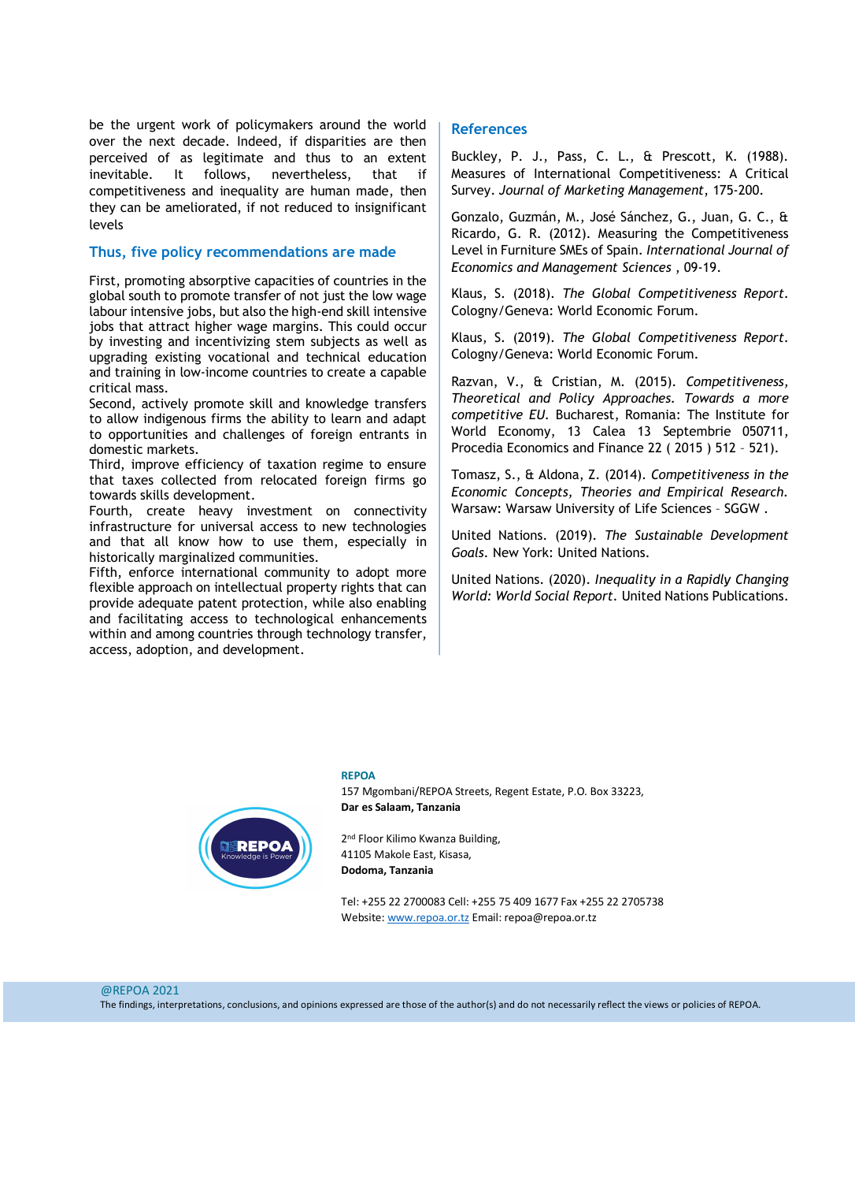be the urgent work of policymakers around the world over the next decade. Indeed, if disparities are then perceived of as legitimate and thus to an extent inevitable. It follows, nevertheless, that if competitiveness and inequality are human made, then they can be ameliorated, if not reduced to insignificant levels

## Thus, five policy recommendations are made

First, promoting absorptive capacities of countries in the global south to promote transfer of not just the low wage labour intensive jobs, but also the high-end skill intensive jobs that attract higher wage margins. This could occur by investing and incentivizing stem subjects as well as upgrading existing vocational and technical education and training in low-income countries to create a capable critical mass.

Second, actively promote skill and knowledge transfers to allow indigenous firms the ability to learn and adapt to opportunities and challenges of foreign entrants in domestic markets.

Third, improve efficiency of taxation regime to ensure that taxes collected from relocated foreign firms go towards skills development.

Fourth, create heavy investment on connectivity infrastructure for universal access to new technologies and that all know how to use them, especially in historically marginalized communities.

Fifth, enforce international community to adopt more flexible approach on intellectual property rights that can provide adequate patent protection, while also enabling and facilitating access to technological enhancements within and among countries through technology transfer, access, adoption, and development.

## References

Buckley, P. J., Pass, C. L., & Prescott, K. (1988). Measures of International Competitiveness: A Critical Survey. *Journal of Marketing Management*, 175-200.

Gonzalo, Guzmán, M., José Sánchez, G., Juan, G. C., & Ricardo, G. R. (2012). Measuring the Competitiveness Level in Furniture SMEs of Spain. *International Journal of Economics and Management Sciences* , 09-19.

Klaus, S. (2018). *The Global Competitiveness Report*. Cologny/Geneva: World Economic Forum.

Klaus, S. (2019). *The Global Competitiveness Report*. Cologny/Geneva: World Economic Forum.

Razvan, V., & Cristian, M. (2015). *Competitiveness, Theoretical and Policy Approaches. Towards a more competitive EU*. Bucharest, Romania: The Institute for World Economy, 13 Calea 13 Septembrie 050711, Procedia Economics and Finance 22 ( 2015 ) 512 – 521).

Tomasz, S., & Aldona, Z. (2014). *Competitiveness in the Economic Concepts, Theories and Empirical Research*. Warsaw: Warsaw University of Life Sciences - SGGW .

United Nations. (2019). *The Sustainable Development Goals*. New York: United Nations.

United Nations. (2020). *Inequality in a Rapidly Changing World: World Social Report*. United Nations Publications.

**REPOA**
157 Mgombani/REPOA Streets, Regent Estate, P.O. Box 33223,
**Dar es Salaam, Tanzania**

2nd Floor Kilimo Kwanza Building,
41105 Makole East, Kisasa,
**Dodoma, Tanzania**

Tel: +255 22 2700083 Cell: +255 75 409 1677 Fax +255 22 2705738
Website: www.repoa.or.tz Email: repoa@repoa.or.tz

@REPOA 2021
The findings, interpretations, conclusions, and opinions expressed are those of the author(s) and do not necessarily reflect the views or policies of REPOA.